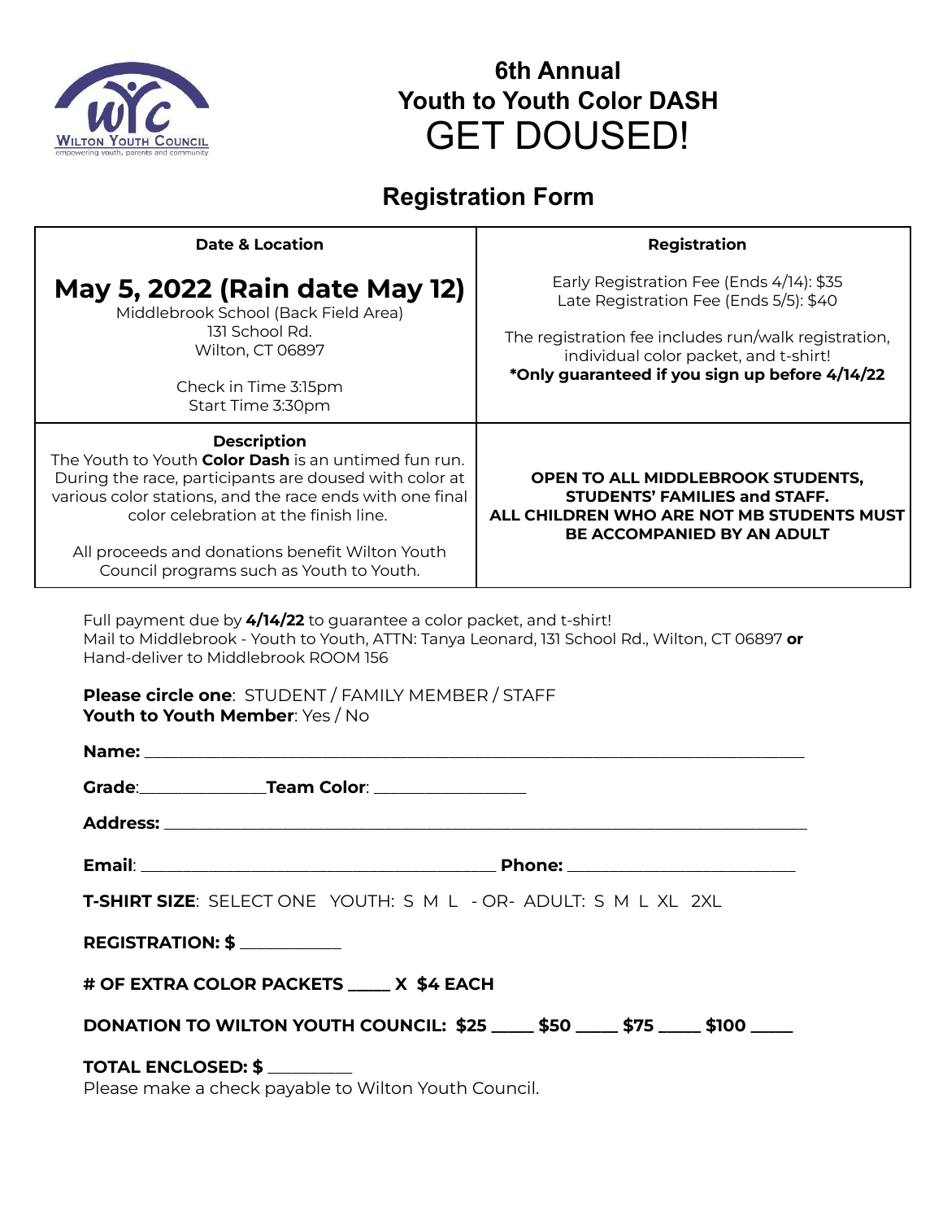# 6th Annual
# Youth to Youth Color DASH
# GET DOUSED!

## Registration Form

| Date & Location | Registration |
|---|---|
| **May 5, 2022 (Rain date May 12)**<br>Middlebrook School (Back Field Area)<br>131 School Rd.<br>Wilton, CT 06897<br><br>Check in Time 3:15pm<br>Start Time 3:30pm | Early Registration Fee (Ends 4/14): $35<br>Late Registration Fee (Ends 5/5): $40<br><br>The registration fee includes run/walk registration, individual color packet, and t-shirt!<br>**\*Only guaranteed if you sign up before 4/14/22** |
| **Description**<br>The Youth to Youth **Color Dash** is an untimed fun run. During the race, participants are doused with color at various color stations, and the race ends with one final color celebration at the finish line.<br><br>All proceeds and donations benefit Wilton Youth Council programs such as Youth to Youth. | **OPEN TO ALL MIDDLEBROOK STUDENTS, STUDENTS' FAMILIES and STAFF. ALL CHILDREN WHO ARE NOT MB STUDENTS MUST BE ACCOMPANIED BY AN ADULT** |

Full payment due by **4/14/22** to guarantee a color packet, and t-shirt!
Mail to Middlebrook - Youth to Youth, ATTN: Tanya Leonard, 131 School Rd., Wilton, CT 06897 **or** Hand-deliver to Middlebrook ROOM 156

**Please circle one**: STUDENT / FAMILY MEMBER / STAFF
**Youth to Youth Member**: Yes / No

**Name:** ______________________________________________

**Grade**:______________**Team Color**: ________________

**Address:** ______________________________________________

**Email**: _______________________________ **Phone:** ____________________

**T-SHIRT SIZE**: SELECT ONE YOUTH: S M L - OR- ADULT: S M L XL 2XL

**REGISTRATION: $** ___________

**# OF EXTRA COLOR PACKETS _____ X $4 EACH**

**DONATION TO WILTON YOUTH COUNCIL: $25 _____ $50 _____ $75 _____ $100 _____**

**TOTAL ENCLOSED: $** _________
Please make a check payable to Wilton Youth Council.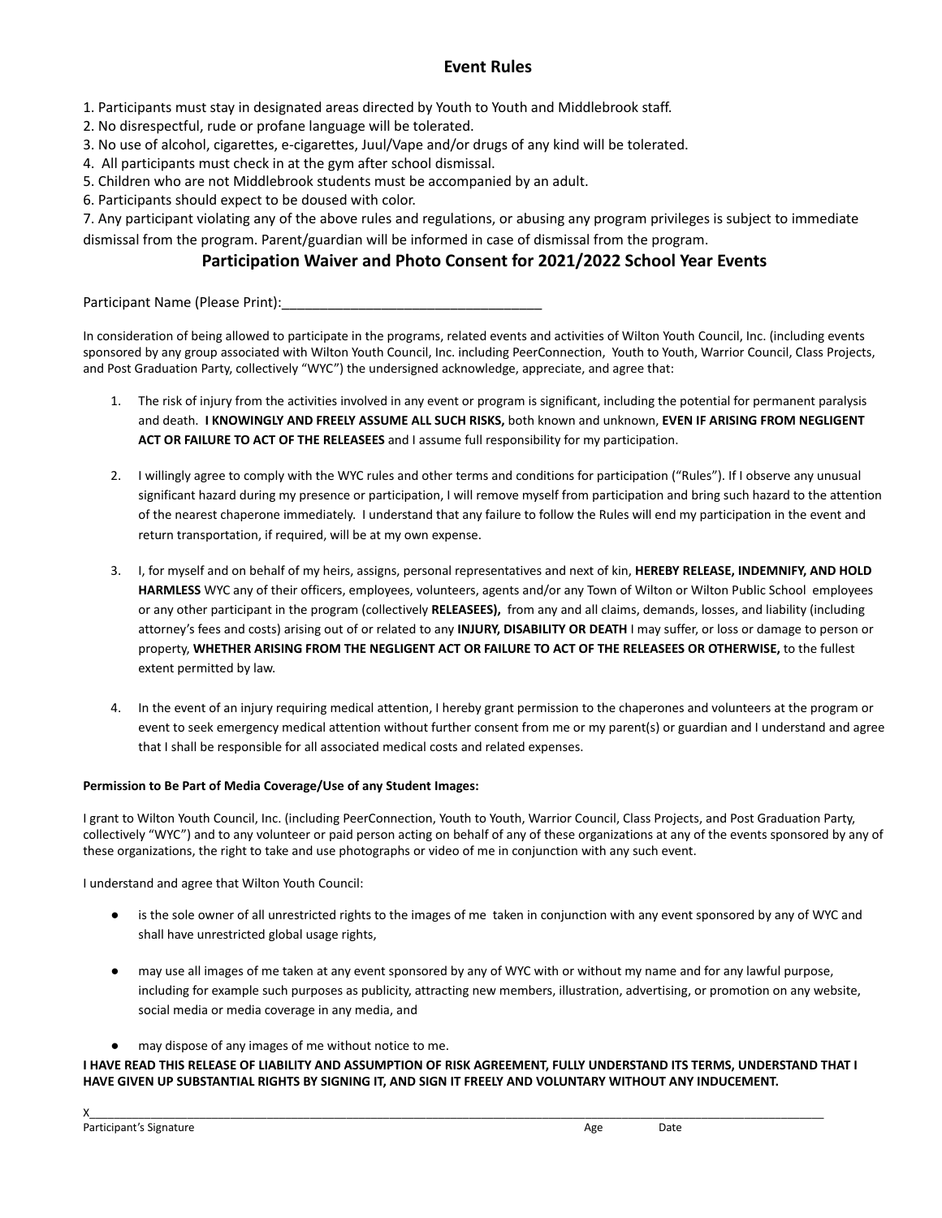## Event Rules

1. Participants must stay in designated areas directed by Youth to Youth and Middlebrook staff.
2. No disrespectful, rude or profane language will be tolerated.
3. No use of alcohol, cigarettes, e-cigarettes, Juul/Vape and/or drugs of any kind will be tolerated.
4. All participants must check in at the gym after school dismissal.
5. Children who are not Middlebrook students must be accompanied by an adult.
6. Participants should expect to be doused with color.
7. Any participant violating any of the above rules and regulations, or abusing any program privileges is subject to immediate dismissal from the program. Parent/guardian will be informed in case of dismissal from the program.

## Participation Waiver and Photo Consent for 2021/2022 School Year Events

Participant Name (Please Print):__________________________________

In consideration of being allowed to participate in the programs, related events and activities of Wilton Youth Council, Inc. (including events sponsored by any group associated with Wilton Youth Council, Inc. including PeerConnection, Youth to Youth, Warrior Council, Class Projects, and Post Graduation Party, collectively "WYC") the undersigned acknowledge, appreciate, and agree that:

1. The risk of injury from the activities involved in any event or program is significant, including the potential for permanent paralysis and death. **I KNOWINGLY AND FREELY ASSUME ALL SUCH RISKS,** both known and unknown, **EVEN IF ARISING FROM NEGLIGENT ACT OR FAILURE TO ACT OF THE RELEASEES** and I assume full responsibility for my participation.

2. I willingly agree to comply with the WYC rules and other terms and conditions for participation ("Rules"). If I observe any unusual significant hazard during my presence or participation, I will remove myself from participation and bring such hazard to the attention of the nearest chaperone immediately. I understand that any failure to follow the Rules will end my participation in the event and return transportation, if required, will be at my own expense.

3. I, for myself and on behalf of my heirs, assigns, personal representatives and next of kin, **HEREBY RELEASE, INDEMNIFY, AND HOLD HARMLESS** WYC any of their officers, employees, volunteers, agents and/or any Town of Wilton or Wilton Public School employees or any other participant in the program (collectively **RELEASEES),** from any and all claims, demands, losses, and liability (including attorney's fees and costs) arising out of or related to any **INJURY, DISABILITY OR DEATH** I may suffer, or loss or damage to person or property, **WHETHER ARISING FROM THE NEGLIGENT ACT OR FAILURE TO ACT OF THE RELEASEES OR OTHERWISE,** to the fullest extent permitted by law.

4. In the event of an injury requiring medical attention, I hereby grant permission to the chaperones and volunteers at the program or event to seek emergency medical attention without further consent from me or my parent(s) or guardian and I understand and agree that I shall be responsible for all associated medical costs and related expenses.

**Permission to Be Part of Media Coverage/Use of any Student Images:**

I grant to Wilton Youth Council, Inc. (including PeerConnection, Youth to Youth, Warrior Council, Class Projects, and Post Graduation Party, collectively "WYC") and to any volunteer or paid person acting on behalf of any of these organizations at any of the events sponsored by any of these organizations, the right to take and use photographs or video of me in conjunction with any such event.

I understand and agree that Wilton Youth Council:

- is the sole owner of all unrestricted rights to the images of me taken in conjunction with any event sponsored by any of WYC and shall have unrestricted global usage rights,
- may use all images of me taken at any event sponsored by any of WYC with or without my name and for any lawful purpose, including for example such purposes as publicity, attracting new members, illustration, advertising, or promotion on any website, social media or media coverage in any media, and
- may dispose of any images of me without notice to me.

**I HAVE READ THIS RELEASE OF LIABILITY AND ASSUMPTION OF RISK AGREEMENT, FULLY UNDERSTAND ITS TERMS, UNDERSTAND THAT I HAVE GIVEN UP SUBSTANTIAL RIGHTS BY SIGNING IT, AND SIGN IT FREELY AND VOLUNTARY WITHOUT ANY INDUCEMENT.**

X________________________________________________________________________________

Participant's Signature Age Date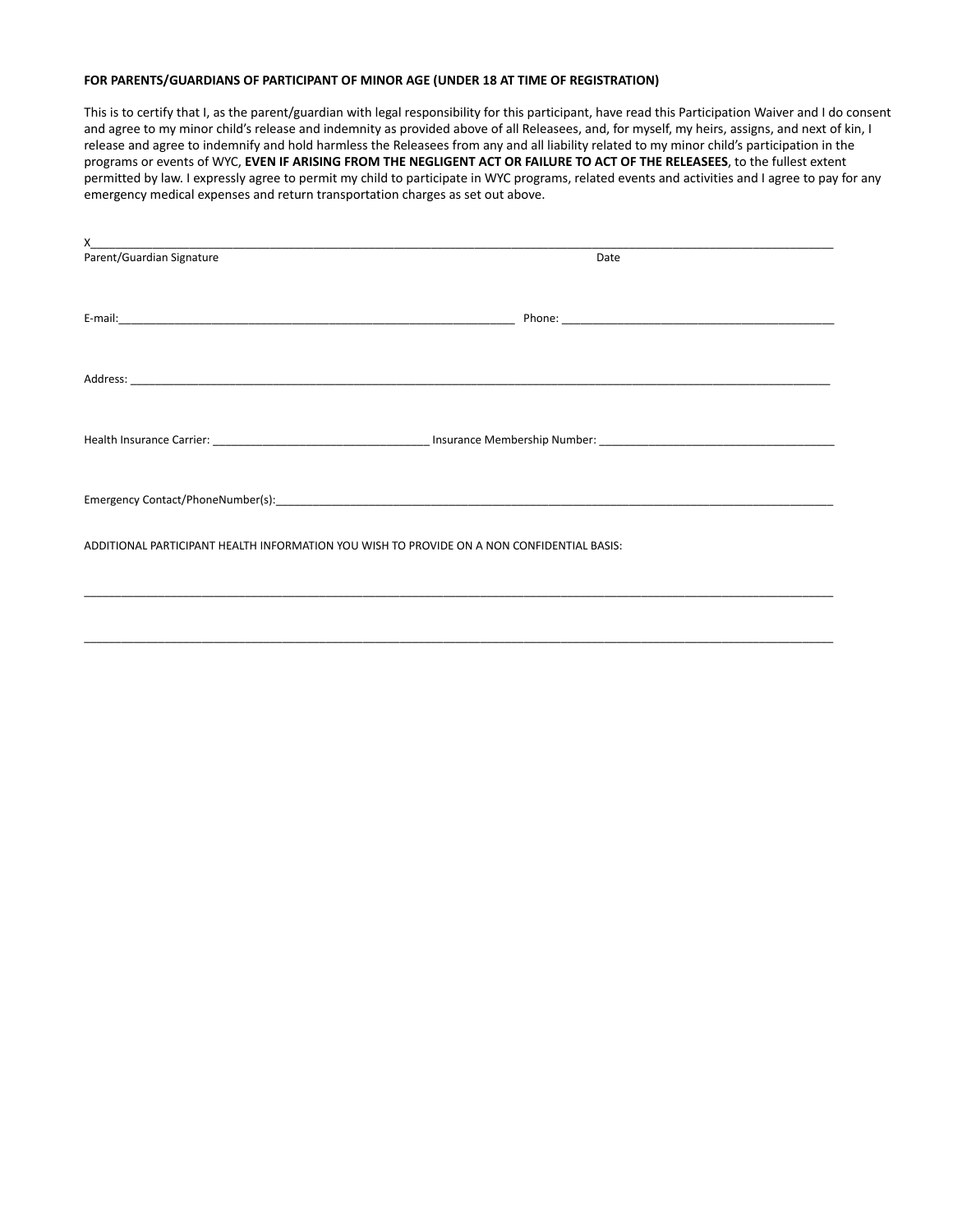**FOR PARENTS/GUARDIANS OF PARTICIPANT OF MINOR AGE (UNDER 18 AT TIME OF REGISTRATION)**

This is to certify that I, as the parent/guardian with legal responsibility for this participant, have read this Participation Waiver and I do consent and agree to my minor child's release and indemnity as provided above of all Releasees, and, for myself, my heirs, assigns, and next of kin, I release and agree to indemnify and hold harmless the Releasees from any and all liability related to my minor child's participation in the programs or events of WYC, **EVEN IF ARISING FROM THE NEGLIGENT ACT OR FAILURE TO ACT OF THE RELEASEES**, to the fullest extent permitted by law. I expressly agree to permit my child to participate in WYC programs, related events and activities and I agree to pay for any emergency medical expenses and return transportation charges as set out above.

X_______________________________________________________________________________________________________

Parent/Guardian Signature Date

E-mail:_______________________________________________ Phone: _______________________________________

Address: _______________________________________________________________________________________

Health Insurance Carrier: _________________________ Insurance Membership Number: ___________________________

Emergency Contact/PhoneNumber(s):_______________________________________________________________

ADDITIONAL PARTICIPANT HEALTH INFORMATION YOU WISH TO PROVIDE ON A NON CONFIDENTIAL BASIS:

_________________________________________________________________________________________________

_________________________________________________________________________________________________